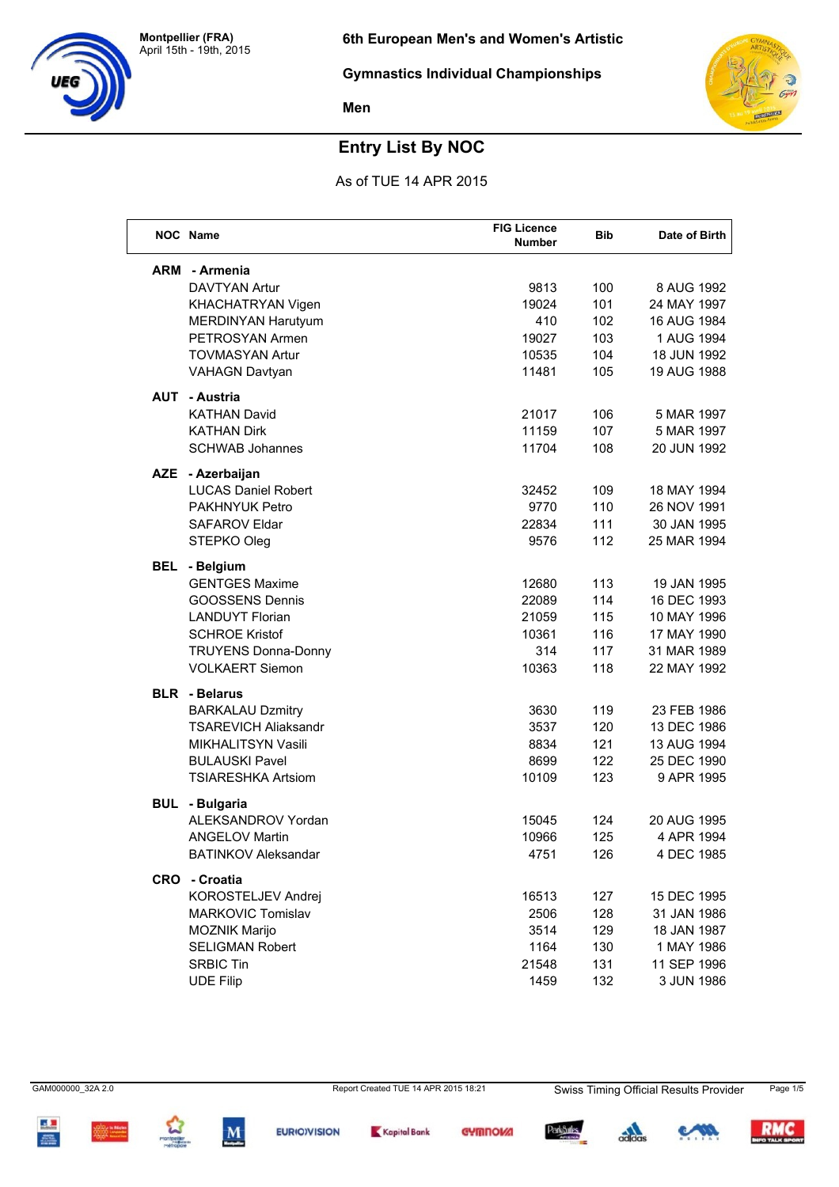Montpellier (FRA)
April 15th - 19th, 2015

# 6th European Men's and Women's Artistic Gymnastics Individual Championships

## Men

## Entry List By NOC

As of TUE 14 APR 2015

| NOC | Name | FIG Licence Number | Bib | Date of Birth |
|---|---|---|---|---|
| **ARM** | **- Armenia** | | | |
| | DAVTYAN Artur | 9813 | 100 | 8 AUG 1992 |
| | KHACHATRYAN Vigen | 19024 | 101 | 24 MAY 1997 |
| | MERDINYAN Harutyum | 410 | 102 | 16 AUG 1984 |
| | PETROSYAN Armen | 19027 | 103 | 1 AUG 1994 |
| | TOVMASYAN Artur | 10535 | 104 | 18 JUN 1992 |
| | VAHAGN Davtyan | 11481 | 105 | 19 AUG 1988 |
| **AUT** | **- Austria** | | | |
| | KATHAN David | 21017 | 106 | 5 MAR 1997 |
| | KATHAN Dirk | 11159 | 107 | 5 MAR 1997 |
| | SCHWAB Johannes | 11704 | 108 | 20 JUN 1992 |
| **AZE** | **- Azerbaijan** | | | |
| | LUCAS Daniel Robert | 32452 | 109 | 18 MAY 1994 |
| | PAKHNYUK Petro | 9770 | 110 | 26 NOV 1991 |
| | SAFAROV Eldar | 22834 | 111 | 30 JAN 1995 |
| | STEPKO Oleg | 9576 | 112 | 25 MAR 1994 |
| **BEL** | **- Belgium** | | | |
| | GENTGES Maxime | 12680 | 113 | 19 JAN 1995 |
| | GOOSSENS Dennis | 22089 | 114 | 16 DEC 1993 |
| | LANDUYT Florian | 21059 | 115 | 10 MAY 1996 |
| | SCHROE Kristof | 10361 | 116 | 17 MAY 1990 |
| | TRUYENS Donna-Donny | 314 | 117 | 31 MAR 1989 |
| | VOLKAERT Siemon | 10363 | 118 | 22 MAY 1992 |
| **BLR** | **- Belarus** | | | |
| | BARKALAU Dzmitry | 3630 | 119 | 23 FEB 1986 |
| | TSAREVICH Aliaksandr | 3537 | 120 | 13 DEC 1986 |
| | MIKHALITSYN Vasili | 8834 | 121 | 13 AUG 1994 |
| | BULAUSKI Pavel | 8699 | 122 | 25 DEC 1990 |
| | TSIARESHKA Artsiom | 10109 | 123 | 9 APR 1995 |
| **BUL** | **- Bulgaria** | | | |
| | ALEKSANDROV Yordan | 15045 | 124 | 20 AUG 1995 |
| | ANGELOV Martin | 10966 | 125 | 4 APR 1994 |
| | BATINKOV Aleksandar | 4751 | 126 | 4 DEC 1985 |
| **CRO** | **- Croatia** | | | |
| | KOROSTELJEV Andrej | 16513 | 127 | 15 DEC 1995 |
| | MARKOVIC Tomislav | 2506 | 128 | 31 JAN 1986 |
| | MOZNIK Marijo | 3514 | 129 | 18 JAN 1987 |
| | SELIGMAN Robert | 1164 | 130 | 1 MAY 1986 |
| | SRBIC Tin | 21548 | 131 | 11 SEP 1996 |
| | UDE Filip | 1459 | 132 | 3 JUN 1986 |

GAM000000_32A 2.0 Report Created TUE 14 APR 2015 18:21 Swiss Timing Official Results Provider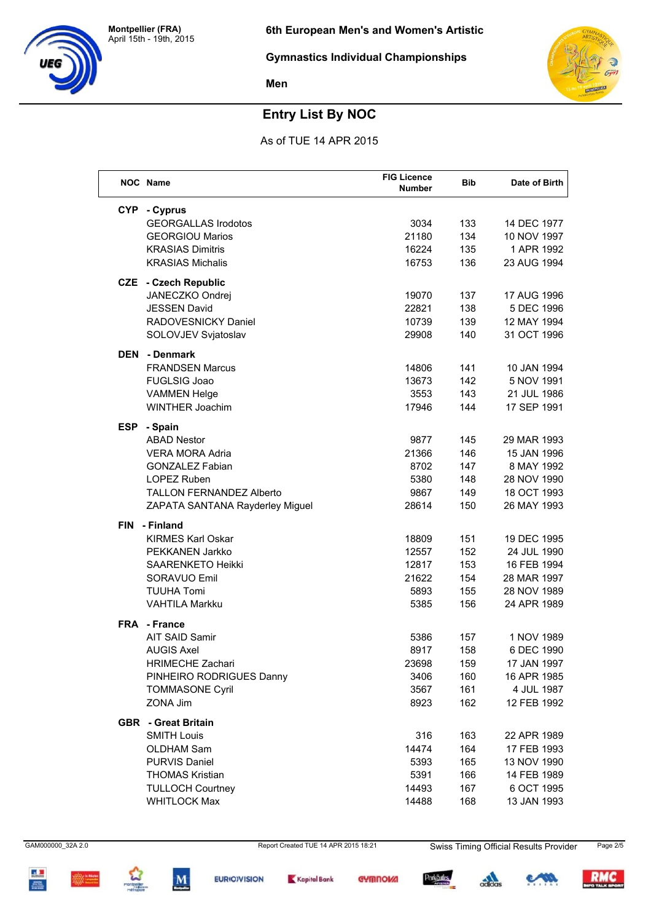Montpellier (FRA)
April 15th - 19th, 2015

# 6th European Men's and Women's Artistic Gymnastics Individual Championships

## Men

## Entry List By NOC

As of TUE 14 APR 2015

| NOC | Name | FIG Licence Number | Bib | Date of Birth |
|---|---|---|---|---|
| **CYP** | **- Cyprus** | | | |
| | GEORGALLAS Irodotos | 3034 | 133 | 14 DEC 1977 |
| | GEORGIOU Marios | 21180 | 134 | 10 NOV 1997 |
| | KRASIAS Dimitris | 16224 | 135 | 1 APR 1992 |
| | KRASIAS Michalis | 16753 | 136 | 23 AUG 1994 |
| **CZE** | **- Czech Republic** | | | |
| | JANECZKO Ondrej | 19070 | 137 | 17 AUG 1996 |
| | JESSEN David | 22821 | 138 | 5 DEC 1996 |
| | RADOVESNICKY Daniel | 10739 | 139 | 12 MAY 1994 |
| | SOLOVJEV Svjatoslav | 29908 | 140 | 31 OCT 1996 |
| **DEN** | **- Denmark** | | | |
| | FRANDSEN Marcus | 14806 | 141 | 10 JAN 1994 |
| | FUGLSIG Joao | 13673 | 142 | 5 NOV 1991 |
| | VAMMEN Helge | 3553 | 143 | 21 JUL 1986 |
| | WINTHER Joachim | 17946 | 144 | 17 SEP 1991 |
| **ESP** | **- Spain** | | | |
| | ABAD Nestor | 9877 | 145 | 29 MAR 1993 |
| | VERA MORA Adria | 21366 | 146 | 15 JAN 1996 |
| | GONZALEZ Fabian | 8702 | 147 | 8 MAY 1992 |
| | LOPEZ Ruben | 5380 | 148 | 28 NOV 1990 |
| | TALLON FERNANDEZ Alberto | 9867 | 149 | 18 OCT 1993 |
| | ZAPATA SANTANA Rayderley Miguel | 28614 | 150 | 26 MAY 1993 |
| **FIN** | **- Finland** | | | |
| | KIRMES Karl Oskar | 18809 | 151 | 19 DEC 1995 |
| | PEKKANEN Jarkko | 12557 | 152 | 24 JUL 1990 |
| | SAARENKETO Heikki | 12817 | 153 | 16 FEB 1994 |
| | SORAVUO Emil | 21622 | 154 | 28 MAR 1997 |
| | TUUHA Tomi | 5893 | 155 | 28 NOV 1989 |
| | VAHTILA Markku | 5385 | 156 | 24 APR 1989 |
| **FRA** | **- France** | | | |
| | AIT SAID Samir | 5386 | 157 | 1 NOV 1989 |
| | AUGIS Axel | 8917 | 158 | 6 DEC 1990 |
| | HRIMECHE Zachari | 23698 | 159 | 17 JAN 1997 |
| | PINHEIRO RODRIGUES Danny | 3406 | 160 | 16 APR 1985 |
| | TOMMASONE Cyril | 3567 | 161 | 4 JUL 1987 |
| | ZONA Jim | 8923 | 162 | 12 FEB 1992 |
| **GBR** | **- Great Britain** | | | |
| | SMITH Louis | 316 | 163 | 22 APR 1989 |
| | OLDHAM Sam | 14474 | 164 | 17 FEB 1993 |
| | PURVIS Daniel | 5393 | 165 | 13 NOV 1990 |
| | THOMAS Kristian | 5391 | 166 | 14 FEB 1989 |
| | TULLOCH Courtney | 14493 | 167 | 6 OCT 1995 |
| | WHITLOCK Max | 14488 | 168 | 13 JAN 1993 |

GAM000000_32A 2.0 — Report Created TUE 14 APR 2015 18:21 — Swiss Timing Official Results Provider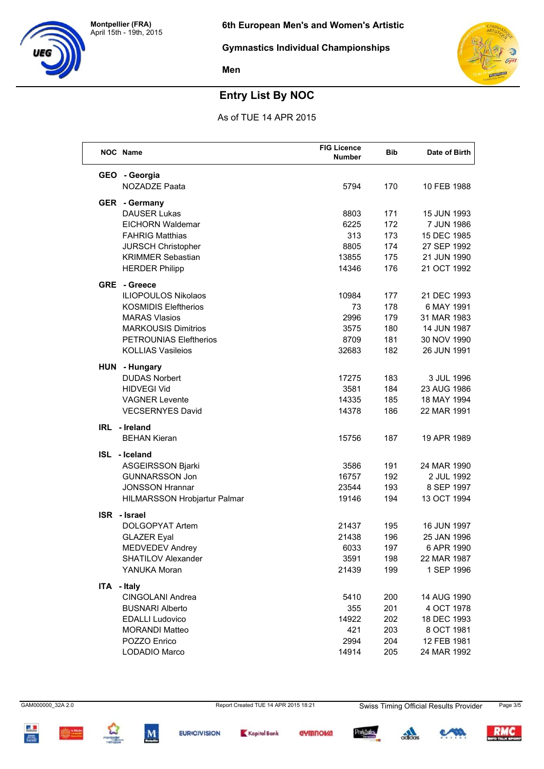Montpellier (FRA)
April 15th - 19th, 2015

# 6th European Men's and Women's Artistic Gymnastics Individual Championships

## Men

## Entry List By NOC

As of TUE 14 APR 2015

| NOC | Name | FIG Licence Number | Bib | Date of Birth |
|---|---|---|---|---|
| **GEO** | **- Georgia** | | | |
| | NOZADZE Paata | 5794 | 170 | 10 FEB 1988 |
| **GER** | **- Germany** | | | |
| | DAUSER Lukas | 8803 | 171 | 15 JUN 1993 |
| | EICHORN Waldemar | 6225 | 172 | 7 JUN 1986 |
| | FAHRIG Matthias | 313 | 173 | 15 DEC 1985 |
| | JURSCH Christopher | 8805 | 174 | 27 SEP 1992 |
| | KRIMMER Sebastian | 13855 | 175 | 21 JUN 1990 |
| | HERDER Philipp | 14346 | 176 | 21 OCT 1992 |
| **GRE** | **- Greece** | | | |
| | ILIOPOULOS Nikolaos | 10984 | 177 | 21 DEC 1993 |
| | KOSMIDIS Eleftherios | 73 | 178 | 6 MAY 1991 |
| | MARAS Vlasios | 2996 | 179 | 31 MAR 1983 |
| | MARKOUSIS Dimitrios | 3575 | 180 | 14 JUN 1987 |
| | PETROUNIAS Eleftherios | 8709 | 181 | 30 NOV 1990 |
| | KOLLIAS Vasileios | 32683 | 182 | 26 JUN 1991 |
| **HUN** | **- Hungary** | | | |
| | DUDAS Norbert | 17275 | 183 | 3 JUL 1996 |
| | HIDVEGI Vid | 3581 | 184 | 23 AUG 1986 |
| | VAGNER Levente | 14335 | 185 | 18 MAY 1994 |
| | VECSERNYES David | 14378 | 186 | 22 MAR 1991 |
| **IRL** | **- Ireland** | | | |
| | BEHAN Kieran | 15756 | 187 | 19 APR 1989 |
| **ISL** | **- Iceland** | | | |
| | ASGEIRSSON Bjarki | 3586 | 191 | 24 MAR 1990 |
| | GUNNARSSON Jon | 16757 | 192 | 2 JUL 1992 |
| | JONSSON Hrannar | 23544 | 193 | 8 SEP 1997 |
| | HILMARSSON Hrobjartur Palmar | 19146 | 194 | 13 OCT 1994 |
| **ISR** | **- Israel** | | | |
| | DOLGOPYAT Artem | 21437 | 195 | 16 JUN 1997 |
| | GLAZER Eyal | 21438 | 196 | 25 JAN 1996 |
| | MEDVEDEV Andrey | 6033 | 197 | 6 APR 1990 |
| | SHATILOV Alexander | 3591 | 198 | 22 MAR 1987 |
| | YANUKA Moran | 21439 | 199 | 1 SEP 1996 |
| **ITA** | **- Italy** | | | |
| | CINGOLANI Andrea | 5410 | 200 | 14 AUG 1990 |
| | BUSNARI Alberto | 355 | 201 | 4 OCT 1978 |
| | EDALLI Ludovico | 14922 | 202 | 18 DEC 1993 |
| | MORANDI Matteo | 421 | 203 | 8 OCT 1981 |
| | POZZO Enrico | 2994 | 204 | 12 FEB 1981 |
| | LODADIO Marco | 14914 | 205 | 24 MAR 1992 |

GAM000000_32A 2.0 Report Created TUE 14 APR 2015 18:21 Swiss Timing Official Results Provider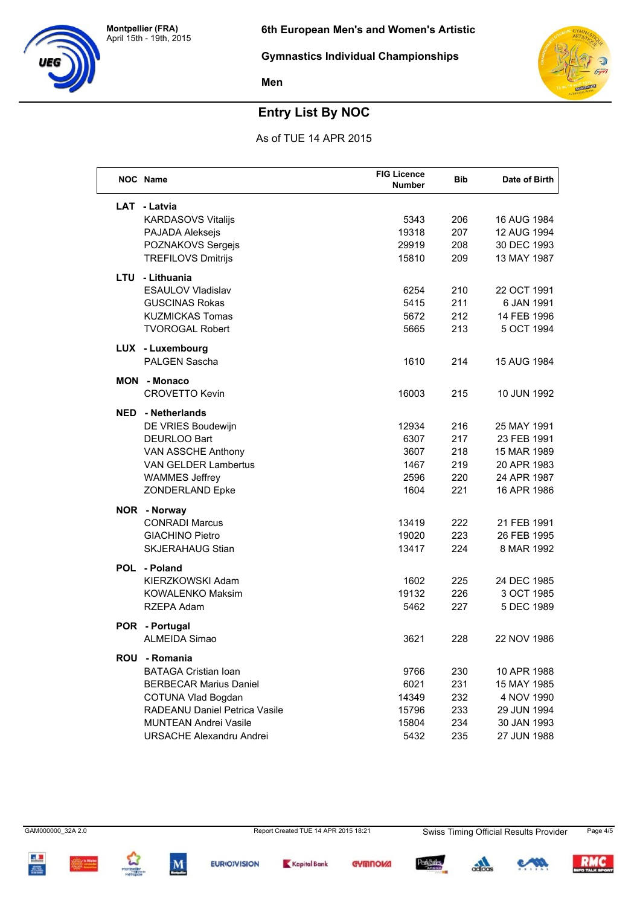Montpellier (FRA)
April 15th - 19th, 2015

# 6th European Men's and Women's Artistic Gymnastics Individual Championships

## Men

## Entry List By NOC

As of TUE 14 APR 2015

| NOC | Name | FIG Licence Number | Bib | Date of Birth |
|---|---|---|---|---|
| **LAT** | **- Latvia** | | | |
| | KARDASOVS Vitalijs | 5343 | 206 | 16 AUG 1984 |
| | PAJADA Aleksejs | 19318 | 207 | 12 AUG 1994 |
| | POZNAKOVS Sergejs | 29919 | 208 | 30 DEC 1993 |
| | TREFILOVS Dmitrijs | 15810 | 209 | 13 MAY 1987 |
| **LTU** | **- Lithuania** | | | |
| | ESAULOV Vladislav | 6254 | 210 | 22 OCT 1991 |
| | GUSCINAS Rokas | 5415 | 211 | 6 JAN 1991 |
| | KUZMICKAS Tomas | 5672 | 212 | 14 FEB 1996 |
| | TVOROGAL Robert | 5665 | 213 | 5 OCT 1994 |
| **LUX** | **- Luxembourg** | | | |
| | PALGEN Sascha | 1610 | 214 | 15 AUG 1984 |
| **MON** | **- Monaco** | | | |
| | CROVETTO Kevin | 16003 | 215 | 10 JUN 1992 |
| **NED** | **- Netherlands** | | | |
| | DE VRIES Boudewijn | 12934 | 216 | 25 MAY 1991 |
| | DEURLOO Bart | 6307 | 217 | 23 FEB 1991 |
| | VAN ASSCHE Anthony | 3607 | 218 | 15 MAR 1989 |
| | VAN GELDER Lambertus | 1467 | 219 | 20 APR 1983 |
| | WAMMES Jeffrey | 2596 | 220 | 24 APR 1987 |
| | ZONDERLAND Epke | 1604 | 221 | 16 APR 1986 |
| **NOR** | **- Norway** | | | |
| | CONRADI Marcus | 13419 | 222 | 21 FEB 1991 |
| | GIACHINO Pietro | 19020 | 223 | 26 FEB 1995 |
| | SKJERAHAUG Stian | 13417 | 224 | 8 MAR 1992 |
| **POL** | **- Poland** | | | |
| | KIERZKOWSKI Adam | 1602 | 225 | 24 DEC 1985 |
| | KOWALENKO Maksim | 19132 | 226 | 3 OCT 1985 |
| | RZEPA Adam | 5462 | 227 | 5 DEC 1989 |
| **POR** | **- Portugal** | | | |
| | ALMEIDA Simao | 3621 | 228 | 22 NOV 1986 |
| **ROU** | **- Romania** | | | |
| | BATAGA Cristian Ioan | 9766 | 230 | 10 APR 1988 |
| | BERBECAR Marius Daniel | 6021 | 231 | 15 MAY 1985 |
| | COTUNA Vlad Bogdan | 14349 | 232 | 4 NOV 1990 |
| | RADEANU Daniel Petrica Vasile | 15796 | 233 | 29 JUN 1994 |
| | MUNTEAN Andrei Vasile | 15804 | 234 | 30 JAN 1993 |
| | URSACHE Alexandru Andrei | 5432 | 235 | 27 JUN 1988 |

GAM000000_32A 2.0 Report Created TUE 14 APR 2015 18:21 Swiss Timing Official Results Provider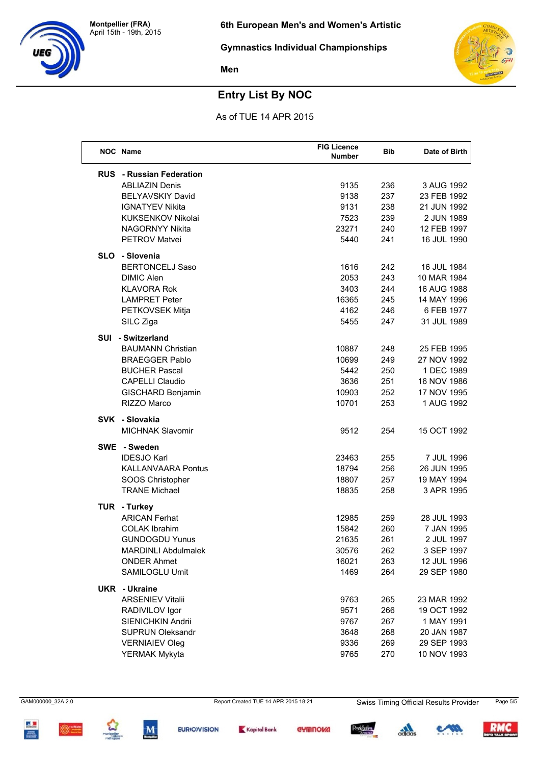Montpellier (FRA)
April 15th - 19th, 2015

# 6th European Men's and Women's Artistic Gymnastics Individual Championships

## Men

## Entry List By NOC

As of TUE 14 APR 2015

| NOC | Name | FIG Licence Number | Bib | Date of Birth |
|---|---|---|---|---|
| **RUS** | **- Russian Federation** | | | |
| | ABLIAZIN Denis | 9135 | 236 | 3 AUG 1992 |
| | BELYAVSKIY David | 9138 | 237 | 23 FEB 1992 |
| | IGNATYEV Nikita | 9131 | 238 | 21 JUN 1992 |
| | KUKSENKOV Nikolai | 7523 | 239 | 2 JUN 1989 |
| | NAGORNYY Nikita | 23271 | 240 | 12 FEB 1997 |
| | PETROV Matvei | 5440 | 241 | 16 JUL 1990 |
| **SLO** | **- Slovenia** | | | |
| | BERTONCELJ Saso | 1616 | 242 | 16 JUL 1984 |
| | DIMIC Alen | 2053 | 243 | 10 MAR 1984 |
| | KLAVORA Rok | 3403 | 244 | 16 AUG 1988 |
| | LAMPRET Peter | 16365 | 245 | 14 MAY 1996 |
| | PETKOVSEK Mitja | 4162 | 246 | 6 FEB 1977 |
| | SILC Ziga | 5455 | 247 | 31 JUL 1989 |
| **SUI** | **- Switzerland** | | | |
| | BAUMANN Christian | 10887 | 248 | 25 FEB 1995 |
| | BRAEGGER Pablo | 10699 | 249 | 27 NOV 1992 |
| | BUCHER Pascal | 5442 | 250 | 1 DEC 1989 |
| | CAPELLI Claudio | 3636 | 251 | 16 NOV 1986 |
| | GISCHARD Benjamin | 10903 | 252 | 17 NOV 1995 |
| | RIZZO Marco | 10701 | 253 | 1 AUG 1992 |
| **SVK** | **- Slovakia** | | | |
| | MICHNAK Slavomir | 9512 | 254 | 15 OCT 1992 |
| **SWE** | **- Sweden** | | | |
| | IDESJO Karl | 23463 | 255 | 7 JUL 1996 |
| | KALLANVAARA Pontus | 18794 | 256 | 26 JUN 1995 |
| | SOOS Christopher | 18807 | 257 | 19 MAY 1994 |
| | TRANE Michael | 18835 | 258 | 3 APR 1995 |
| **TUR** | **- Turkey** | | | |
| | ARICAN Ferhat | 12985 | 259 | 28 JUL 1993 |
| | COLAK Ibrahim | 15842 | 260 | 7 JAN 1995 |
| | GUNDOGDU Yunus | 21635 | 261 | 2 JUL 1997 |
| | MARDINLI Abdulmalek | 30576 | 262 | 3 SEP 1997 |
| | ONDER Ahmet | 16021 | 263 | 12 JUL 1996 |
| | SAMILOGLU Umit | 1469 | 264 | 29 SEP 1980 |
| **UKR** | **- Ukraine** | | | |
| | ARSENIEV Vitalii | 9763 | 265 | 23 MAR 1992 |
| | RADIVILOV Igor | 9571 | 266 | 19 OCT 1992 |
| | SIENICHKIN Andrii | 9767 | 267 | 1 MAY 1991 |
| | SUPRUN Oleksandr | 3648 | 268 | 20 JAN 1987 |
| | VERNIAIEV Oleg | 9336 | 269 | 29 SEP 1993 |
| | YERMAK Mykyta | 9765 | 270 | 10 NOV 1993 |

GAM000000_32A 2.0 Report Created TUE 14 APR 2015 18:21 Swiss Timing Official Results Provider